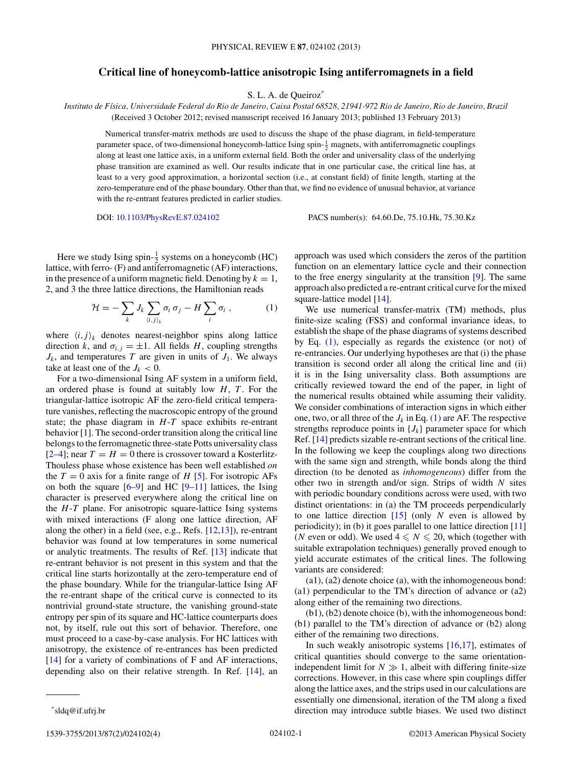# Critical line of honeycomb-lattice anisotropic Ising antiferromagnets in a field

S. L. A. de Queiroz*

*Instituto de Física, Universidade Federal do Rio de Janeiro, Caixa Postal 68528, 21941-972 Rio de Janeiro, Rio de Janeiro, Brazil*

(Received 3 October 2012; revised manuscript received 16 January 2013; published 13 February 2013)

Numerical transfer-matrix methods are used to discuss the shape of the phase diagram, in field-temperature parameter space, of two-dimensional honeycomb-lattice Ising spin-$\frac{1}{2}$ magnets, with antiferromagnetic couplings along at least one lattice axis, in a uniform external field. Both the order and universality class of the underlying phase transition are examined as well. Our results indicate that in one particular case, the critical line has, at least to a very good approximation, a horizontal section (i.e., at constant field) of finite length, starting at the zero-temperature end of the phase boundary. Other than that, we find no evidence of unusual behavior, at variance with the re-entrant features predicted in earlier studies.

DOI: 10.1103/PhysRevE.87.024102 PACS number(s): 64.60.De, 75.10.Hk, 75.30.Kz

Here we study Ising spin-$\frac{1}{2}$ systems on a honeycomb (HC) lattice, with ferro- (F) and antiferromagnetic (AF) interactions, in the presence of a uniform magnetic field. Denoting by $k = 1$, 2, and 3 the three lattice directions, the Hamiltonian reads

$$\mathcal{H} = -\sum_k J_k \sum_{\langle i,j\rangle_k} \sigma_i\,\sigma_j - H \sum_i \sigma_i \;, \tag{1}$$

where $\langle i,j\rangle_k$ denotes nearest-neighbor spins along lattice direction $k$, and $\sigma_{i,j} = \pm 1$. All fields $H$, coupling strengths $J_k$, and temperatures $T$ are given in units of $J_1$. We always take at least one of the $J_k < 0$.

For a two-dimensional Ising AF system in a uniform field, an ordered phase is found at suitably low $H$, $T$. For the triangular-lattice isotropic AF the zero-field critical temperature vanishes, reflecting the macroscopic entropy of the ground state; the phase diagram in $H$-$T$ space exhibits re-entrant behavior [1]. The second-order transition along the critical line belongs to the ferromagnetic three-state Potts universality class [2–4]; near $T = H = 0$ there is crossover toward a Kosterlitz-Thouless phase whose existence has been well established *on* the $T = 0$ axis for a finite range of $H$ [5]. For isotropic AFs on both the square [6–9] and HC [9–11] lattices, the Ising character is preserved everywhere along the critical line on the $H$-$T$ plane. For anisotropic square-lattice Ising systems with mixed interactions (F along one lattice direction, AF along the other) in a field (see, e.g., Refs. [12,13]), re-entrant behavior was found at low temperatures in some numerical or analytic treatments. The results of Ref. [13] indicate that re-entrant behavior is not present in this system and that the critical line starts horizontally at the zero-temperature end of the phase boundary. While for the triangular-lattice Ising AF the re-entrant shape of the critical curve is connected to its nontrivial ground-state structure, the vanishing ground-state entropy per spin of its square and HC-lattice counterparts does not, by itself, rule out this sort of behavior. Therefore, one must proceed to a case-by-case analysis. For HC lattices with anisotropy, the existence of re-entrances has been predicted [14] for a variety of combinations of F and AF interactions, depending also on their relative strength. In Ref. [14], an approach was used which considers the zeros of the partition function on an elementary lattice cycle and their connection to the free energy singularity at the transition [9]. The same approach also predicted a re-entrant critical curve for the mixed square-lattice model [14].

We use numerical transfer-matrix (TM) methods, plus finite-size scaling (FSS) and conformal invariance ideas, to establish the shape of the phase diagrams of systems described by Eq. (1), especially as regards the existence (or not) of re-entrancies. Our underlying hypotheses are that (i) the phase transition is second order all along the critical line and (ii) it is in the Ising universality class. Both assumptions are critically reviewed toward the end of the paper, in light of the numerical results obtained while assuming their validity. We consider combinations of interaction signs in which either one, two, or all three of the $J_k$ in Eq. (1) are AF. The respective strengths reproduce points in $\{J_k\}$ parameter space for which Ref. [14] predicts sizable re-entrant sections of the critical line. In the following we keep the couplings along two directions with the same sign and strength, while bonds along the third direction (to be denoted as *inhomogeneous*) differ from the other two in strength and/or sign. Strips of width $N$ sites with periodic boundary conditions across were used, with two distinct orientations: in (a) the TM proceeds perpendicularly to one lattice direction [15] (only $N$ even is allowed by periodicity); in (b) it goes parallel to one lattice direction [11] ($N$ even or odd). We used $4 \leqslant N \leqslant 20$, which (together with suitable extrapolation techniques) generally proved enough to yield accurate estimates of the critical lines. The following variants are considered:

(a1), (a2) denote choice (a), with the inhomogeneous bond: (a1) perpendicular to the TM's direction of advance or (a2) along either of the remaining two directions.

(b1), (b2) denote choice (b), with the inhomogeneous bond: (b1) parallel to the TM's direction of advance or (b2) along either of the remaining two directions.

In such weakly anisotropic systems [16,17], estimates of critical quantities should converge to the same orientation-independent limit for $N \gg 1$, albeit with differing finite-size corrections. However, in this case where spin couplings differ along the lattice axes, and the strips used in our calculations are essentially one dimensional, iteration of the TM along a fixed direction may introduce subtle biases. We used two distinct

*sldq@if.ufrj.br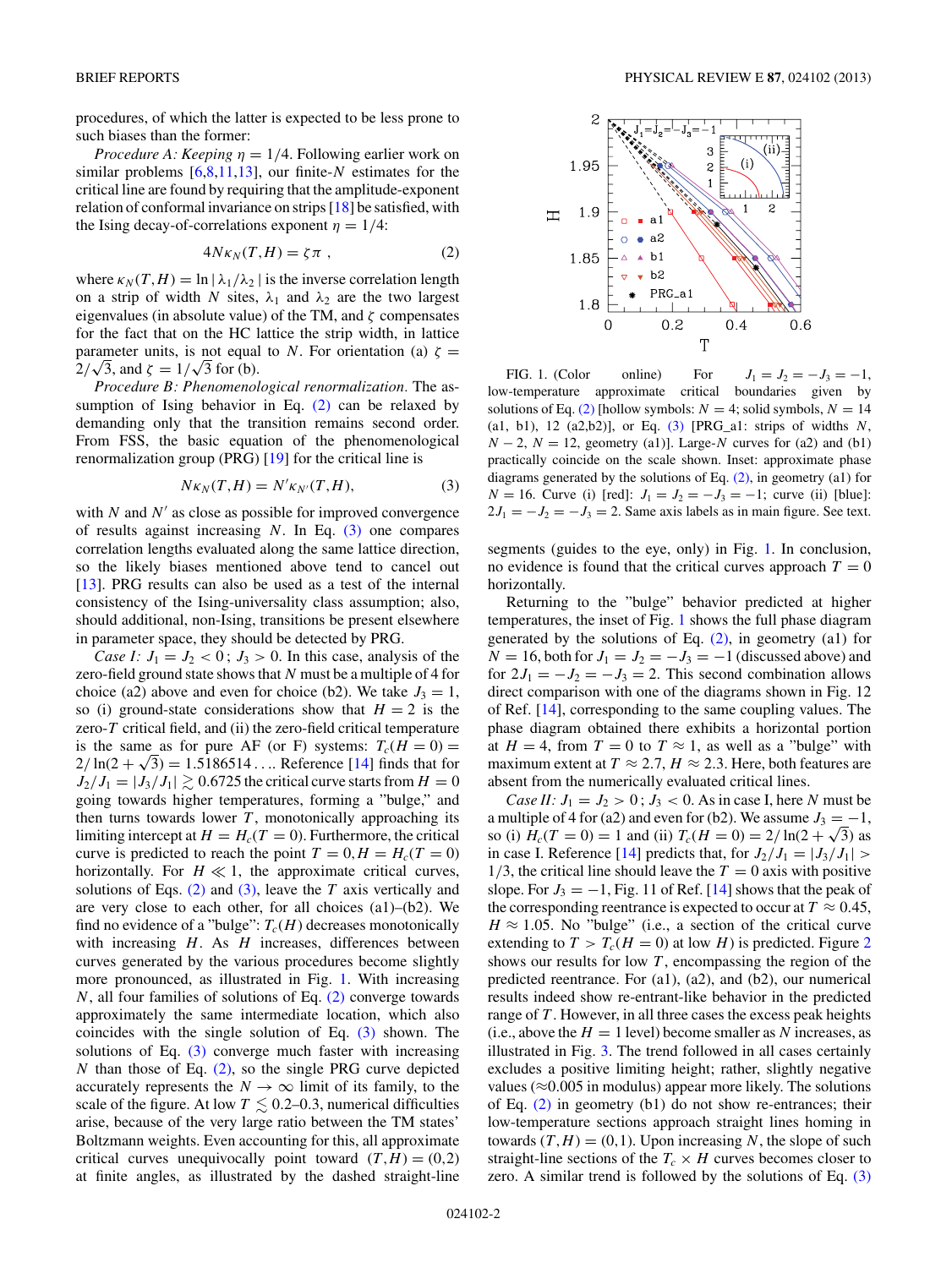procedures, of which the latter is expected to be less prone to such biases than the former:

*Procedure A: Keeping* $\eta = 1/4$. Following earlier work on similar problems [6,8,11,13], our finite-$N$ estimates for the critical line are found by requiring that the amplitude-exponent relation of conformal invariance on strips [18] be satisfied, with the Ising decay-of-correlations exponent $\eta = 1/4$:

$$4N\kappa_N(T,H) = \zeta\pi\ , \tag{2}$$

where $\kappa_N(T,H) = \ln|\lambda_1/\lambda_2|$ is the inverse correlation length on a strip of width $N$ sites, $\lambda_1$ and $\lambda_2$ are the two largest eigenvalues (in absolute value) of the TM, and $\zeta$ compensates for the fact that on the HC lattice the strip width, in lattice parameter units, is not equal to $N$. For orientation (a) $\zeta = 2/\sqrt{3}$, and $\zeta = 1/\sqrt{3}$ for (b).

*Procedure B: Phenomenological renormalization.* The assumption of Ising behavior in Eq. (2) can be relaxed by demanding only that the transition remains second order. From FSS, the basic equation of the phenomenological renormalization group (PRG) [19] for the critical line is

$$N\kappa_N(T,H) = N'\kappa_{N'}(T,H), \tag{3}$$

with $N$ and $N'$ as close as possible for improved convergence of results against increasing $N$. In Eq. (3) one compares correlation lengths evaluated along the same lattice direction, so the likely biases mentioned above tend to cancel out [13]. PRG results can also be used as a test of the internal consistency of the Ising-universality class assumption; also, should additional, non-Ising, transitions be present elsewhere in parameter space, they should be detected by PRG.

*Case I:* $J_1 = J_2 < 0$; $J_3 > 0$. In this case, analysis of the zero-field ground state shows that $N$ must be a multiple of 4 for choice (a2) above and even for choice (b2). We take $J_3 = 1$, so (i) ground-state considerations show that $H = 2$ is the zero-$T$ critical field, and (ii) the zero-field critical temperature is the same as for pure AF (or F) systems: $T_c(H=0) = 2/\ln(2+\sqrt{3}) = 1.5186514\ldots$. Reference [14] finds that for $J_2/J_1 = |J_3/J_1| \gtrsim 0.6725$ the critical curve starts from $H = 0$ going towards higher temperatures, forming a "bulge," and then turns towards lower $T$, monotonically approaching its limiting intercept at $H = H_c(T=0)$. Furthermore, the critical curve is predicted to reach the point $T = 0, H = H_c(T=0)$ horizontally. For $H \ll 1$, the approximate critical curves, solutions of Eqs. (2) and (3), leave the $T$ axis vertically and are very close to each other, for all choices (a1)–(b2). We find no evidence of a "bulge": $T_c(H)$ decreases monotonically with increasing $H$. As $H$ increases, differences between curves generated by the various procedures become slightly more pronounced, as illustrated in Fig. 1. With increasing $N$, all four families of solutions of Eq. (2) converge towards approximately the same intermediate location, which also coincides with the single solution of Eq. (3) shown. The solutions of Eq. (3) converge much faster with increasing $N$ than those of Eq. (2), so the single PRG curve depicted accurately represents the $N \to \infty$ limit of its family, to the scale of the figure. At low $T \lesssim 0.2$–$0.3$, numerical difficulties arise, because of the very large ratio between the TM states' Boltzmann weights. Even accounting for this, all approximate critical curves unequivocally point toward $(T,H) = (0,2)$ at finite angles, as illustrated by the dashed straight-line segments (guides to the eye, only) in Fig. 1. In conclusion, no evidence is found that the critical curves approach $T = 0$ horizontally.

FIG. 1. (Color online) For $J_1 = J_2 = -J_3 = -1$, low-temperature approximate critical boundaries given by solutions of Eq. (2) [hollow symbols: $N = 4$; solid symbols, $N = 14$ (a1, b1), 12 (a2,b2)], or Eq. (3) [PRG_a1: strips of widths $N$, $N-2$, $N = 12$, geometry (a1)]. Large-$N$ curves for (a2) and (b1) practically coincide on the scale shown. Inset: approximate phase diagrams generated by the solutions of Eq. (2), in geometry (a1) for $N = 16$. Curve (i) [red]: $J_1 = J_2 = -J_3 = -1$; curve (ii) [blue]: $2J_1 = -J_2 = -J_3 = 2$. Same axis labels as in main figure. See text.

Returning to the "bulge" behavior predicted at higher temperatures, the inset of Fig. 1 shows the full phase diagram generated by the solutions of Eq. (2), in geometry (a1) for $N = 16$, both for $J_1 = J_2 = -J_3 = -1$ (discussed above) and for $2J_1 = -J_2 = -J_3 = 2$. This second combination allows direct comparison with one of the diagrams shown in Fig. 12 of Ref. [14], corresponding to the same coupling values. The phase diagram obtained there exhibits a horizontal portion at $H = 4$, from $T = 0$ to $T \approx 1$, as well as a "bulge" with maximum extent at $T \approx 2.7$, $H \approx 2.3$. Here, both features are absent from the numerically evaluated critical lines.

*Case II:* $J_1 = J_2 > 0$; $J_3 < 0$. As in case I, here $N$ must be a multiple of 4 for (a2) and even for (b2). We assume $J_3 = -1$, so (i) $H_c(T=0) = 1$ and (ii) $T_c(H=0) = 2/\ln(2+\sqrt{3})$ as in case I. Reference [14] predicts that, for $J_2/J_1 = |J_3/J_1| > 1/3$, the critical line should leave the $T = 0$ axis with positive slope. For $J_3 = -1$, Fig. 11 of Ref. [14] shows that the peak of the corresponding reentrance is expected to occur at $T \approx 0.45$, $H \approx 1.05$. No "bulge" (i.e., a section of the critical curve extending to $T > T_c(H=0)$ at low $H$) is predicted. Figure 2 shows our results for low $T$, encompassing the region of the predicted reentrance. For (a1), (a2), and (b2), our numerical results indeed show re-entrant-like behavior in the predicted range of $T$. However, in all three cases the excess peak heights (i.e., above the $H = 1$ level) become smaller as $N$ increases, as illustrated in Fig. 3. The trend followed in all cases certainly excludes a positive limiting height; rather, slightly negative values ($\approx$0.005 in modulus) appear more likely. The solutions of Eq. (2) in geometry (b1) do not show re-entrances; their low-temperature sections approach straight lines homing in towards $(T,H) = (0,1)$. Upon increasing $N$, the slope of such straight-line sections of the $T_c \times H$ curves becomes closer to zero. A similar trend is followed by the solutions of Eq. (3)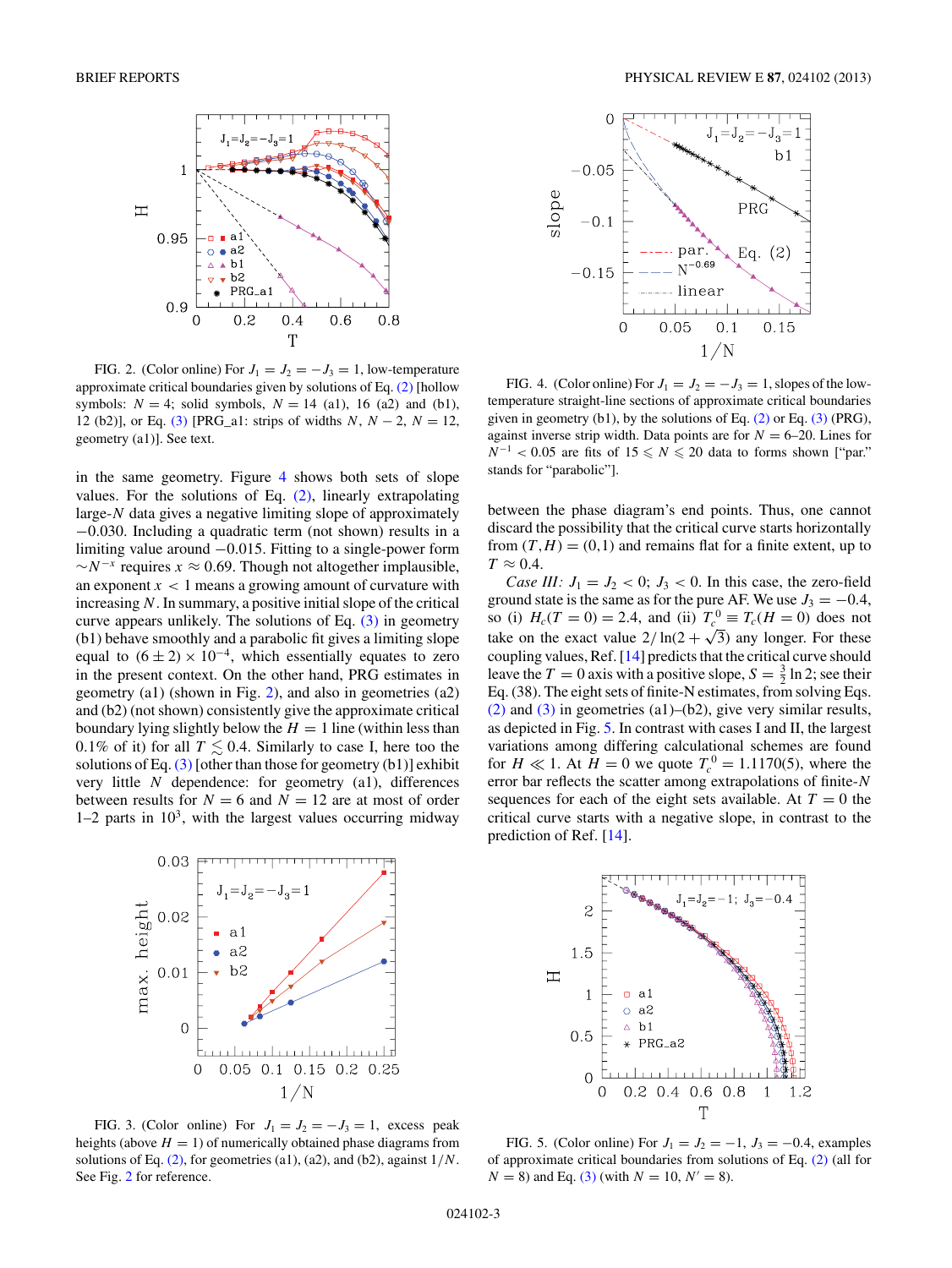FIG. 2. (Color online) For $J_1 = J_2 = -J_3 = 1$, low-temperature approximate critical boundaries given by solutions of Eq. (2) [hollow symbols: $N = 4$; solid symbols, $N = 14$ (a1), 16 (a2) and (b1), 12 (b2)], or Eq. (3) [PRG_a1: strips of widths $N$, $N-2$, $N = 12$, geometry (a1)]. See text.

in the same geometry. Figure 4 shows both sets of slope values. For the solutions of Eq. (2), linearly extrapolating large-$N$ data gives a negative limiting slope of approximately $-0.030$. Including a quadratic term (not shown) results in a limiting value around $-0.015$. Fitting to a single-power form $\sim N^{-x}$ requires $x \approx 0.69$. Though not altogether implausible, an exponent $x < 1$ means a growing amount of curvature with increasing $N$. In summary, a positive initial slope of the critical curve appears unlikely. The solutions of Eq. (3) in geometry (b1) behave smoothly and a parabolic fit gives a limiting slope equal to $(6 \pm 2) \times 10^{-4}$, which essentially equates to zero in the present context. On the other hand, PRG estimates in geometry (a1) (shown in Fig. 2), and also in geometries (a2) and (b2) (not shown) consistently give the approximate critical boundary lying slightly below the $H = 1$ line (within less than 0.1% of it) for all $T \lesssim 0.4$. Similarly to case I, here too the solutions of Eq. (3) [other than those for geometry (b1)] exhibit very little $N$ dependence: for geometry (a1), differences between results for $N = 6$ and $N = 12$ are at most of order 1–2 parts in $10^3$, with the largest values occurring midway

FIG. 3. (Color online) For $J_1 = J_2 = -J_3 = 1$, excess peak heights (above $H = 1$) of numerically obtained phase diagrams from solutions of Eq. (2), for geometries (a1), (a2), and (b2), against $1/N$. See Fig. 2 for reference.

FIG. 4. (Color online) For $J_1 = J_2 = -J_3 = 1$, slopes of the low-temperature straight-line sections of approximate critical boundaries given in geometry (b1), by the solutions of Eq. (2) or Eq. (3) (PRG), against inverse strip width. Data points are for $N = 6$–20. Lines for $N^{-1} < 0.05$ are fits of $15 \leqslant N \leqslant 20$ data to forms shown ["par." stands for "parabolic"].

between the phase diagram's end points. Thus, one cannot discard the possibility that the critical curve starts horizontally from $(T,H) = (0,1)$ and remains flat for a finite extent, up to $T \approx 0.4$.

*Case III:* $J_1 = J_2 < 0$; $J_3 < 0$. In this case, the zero-field ground state is the same as for the pure AF. We use $J_3 = -0.4$, so (i) $H_c(T = 0) = 2.4$, and (ii) $T_c^0 \equiv T_c(H = 0)$ does not take on the exact value $2/\ln(2+\sqrt{3})$ any longer. For these coupling values, Ref. [14] predicts that the critical curve should leave the $T = 0$ axis with a positive slope, $S = \frac{3}{2}\ln 2$; see their Eq. (38). The eight sets of finite-N estimates, from solving Eqs. (2) and (3) in geometries (a1)–(b2), give very similar results, as depicted in Fig. 5. In contrast with cases I and II, the largest variations among differing calculational schemes are found for $H \ll 1$. At $H = 0$ we quote $T_c^0 = 1.1170(5)$, where the error bar reflects the scatter among extrapolations of finite-$N$ sequences for each of the eight sets available. At $T = 0$ the critical curve starts with a negative slope, in contrast to the prediction of Ref. [14].

FIG. 5. (Color online) For $J_1 = J_2 = -1$, $J_3 = -0.4$, examples of approximate critical boundaries from solutions of Eq. (2) (all for $N = 8$) and Eq. (3) (with $N = 10$, $N' = 8$).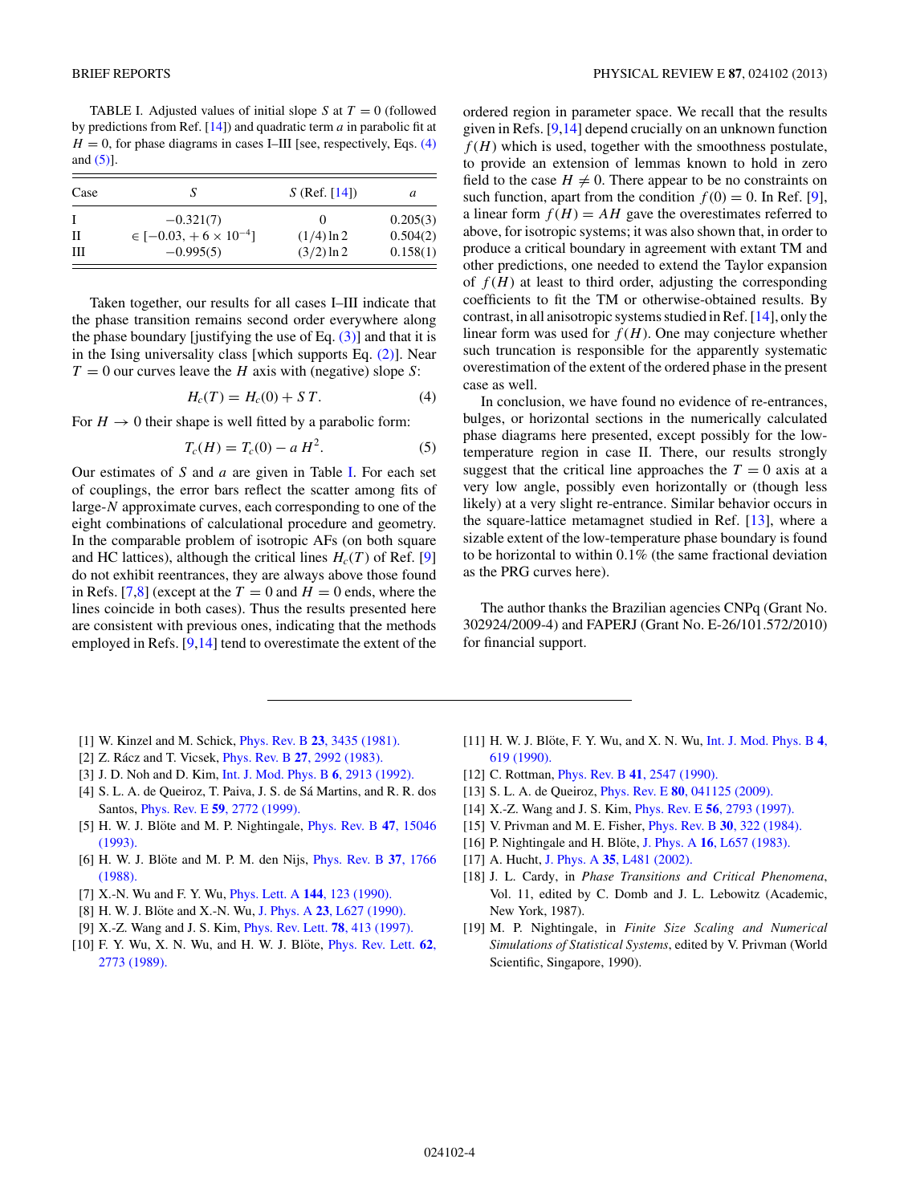TABLE I. Adjusted values of initial slope $S$ at $T = 0$ (followed by predictions from Ref. [14]) and quadratic term $a$ in parabolic fit at $H = 0$, for phase diagrams in cases I–III [see, respectively, Eqs. (4) and (5)].

| Case | $S$ | $S$ (Ref. [14]) | $a$ |
|---|---|---|---|
| I | $-0.321(7)$ | 0 | 0.205(3) |
| II | $\in [-0.03, +6\times10^{-4}]$ | $(1/4)\ln 2$ | 0.504(2) |
| III | $-0.995(5)$ | $(3/2)\ln 2$ | 0.158(1) |

Taken together, our results for all cases I–III indicate that the phase transition remains second order everywhere along the phase boundary [justifying the use of Eq. (3)] and that it is in the Ising universality class [which supports Eq. (2)]. Near $T = 0$ our curves leave the $H$ axis with (negative) slope $S$:

$$H_c(T) = H_c(0) + S\,T. \tag{4}$$

For $H \to 0$ their shape is well fitted by a parabolic form:

$$T_c(H) = T_c(0) - a\,H^2. \tag{5}$$

Our estimates of $S$ and $a$ are given in Table I. For each set of couplings, the error bars reflect the scatter among fits of large-$N$ approximate curves, each corresponding to one of the eight combinations of calculational procedure and geometry. In the comparable problem of isotropic AFs (on both square and HC lattices), although the critical lines $H_c(T)$ of Ref. [9] do not exhibit reentrances, they are always above those found in Refs. [7,8] (except at the $T = 0$ and $H = 0$ ends, where the lines coincide in both cases). Thus the results presented here are consistent with previous ones, indicating that the methods employed in Refs. [9,14] tend to overestimate the extent of the ordered region in parameter space. We recall that the results given in Refs. [9,14] depend crucially on an unknown function $f(H)$ which is used, together with the smoothness postulate, to provide an extension of lemmas known to hold in zero field to the case $H \neq 0$. There appear to be no constraints on such function, apart from the condition $f(0) = 0$. In Ref. [9], a linear form $f(H) = AH$ gave the overestimates referred to above, for isotropic systems; it was also shown that, in order to produce a critical boundary in agreement with extant TM and other predictions, one needed to extend the Taylor expansion of $f(H)$ at least to third order, adjusting the corresponding coefficients to fit the TM or otherwise-obtained results. By contrast, in all anisotropic systems studied in Ref. [14], only the linear form was used for $f(H)$. One may conjecture whether such truncation is responsible for the apparently systematic overestimation of the extent of the ordered phase in the present case as well.

In conclusion, we have found no evidence of re-entrances, bulges, or horizontal sections in the numerically calculated phase diagrams here presented, except possibly for the low-temperature region in case II. There, our results strongly suggest that the critical line approaches the $T = 0$ axis at a very low angle, possibly even horizontally or (though less likely) at a very slight re-entrance. Similar behavior occurs in the square-lattice metamagnet studied in Ref. [13], where a sizable extent of the low-temperature phase boundary is found to be horizontal to within 0.1% (the same fractional deviation as the PRG curves here).

The author thanks the Brazilian agencies CNPq (Grant No. 302924/2009-4) and FAPERJ (Grant No. E-26/101.572/2010) for financial support.

---

[1] W. Kinzel and M. Schick, Phys. Rev. B **23**, 3435 (1981).
[2] Z. Rácz and T. Vicsek, Phys. Rev. B **27**, 2992 (1983).
[3] J. D. Noh and D. Kim, Int. J. Mod. Phys. B **6**, 2913 (1992).
[4] S. L. A. de Queiroz, T. Paiva, J. S. de Sá Martins, and R. R. dos Santos, Phys. Rev. E **59**, 2772 (1999).
[5] H. W. J. Blöte and M. P. Nightingale, Phys. Rev. B **47**, 15046 (1993).
[6] H. W. J. Blöte and M. P. M. den Nijs, Phys. Rev. B **37**, 1766 (1988).
[7] X.-N. Wu and F. Y. Wu, Phys. Lett. A **144**, 123 (1990).
[8] H. W. J. Blöte and X.-N. Wu, J. Phys. A **23**, L627 (1990).
[9] X.-Z. Wang and J. S. Kim, Phys. Rev. Lett. **78**, 413 (1997).
[10] F. Y. Wu, X. N. Wu, and H. W. J. Blöte, Phys. Rev. Lett. **62**, 2773 (1989).
[11] H. W. J. Blöte, F. Y. Wu, and X. N. Wu, Int. J. Mod. Phys. B **4**, 619 (1990).
[12] C. Rottman, Phys. Rev. B **41**, 2547 (1990).
[13] S. L. A. de Queiroz, Phys. Rev. E **80**, 041125 (2009).
[14] X.-Z. Wang and J. S. Kim, Phys. Rev. E **56**, 2793 (1997).
[15] V. Privman and M. E. Fisher, Phys. Rev. B **30**, 322 (1984).
[16] P. Nightingale and H. Blöte, J. Phys. A **16**, L657 (1983).
[17] A. Hucht, J. Phys. A **35**, L481 (2002).
[18] J. L. Cardy, in *Phase Transitions and Critical Phenomena*, Vol. 11, edited by C. Domb and J. L. Lebowitz (Academic, New York, 1987).
[19] M. P. Nightingale, in *Finite Size Scaling and Numerical Simulations of Statistical Systems*, edited by V. Privman (World Scientific, Singapore, 1990).